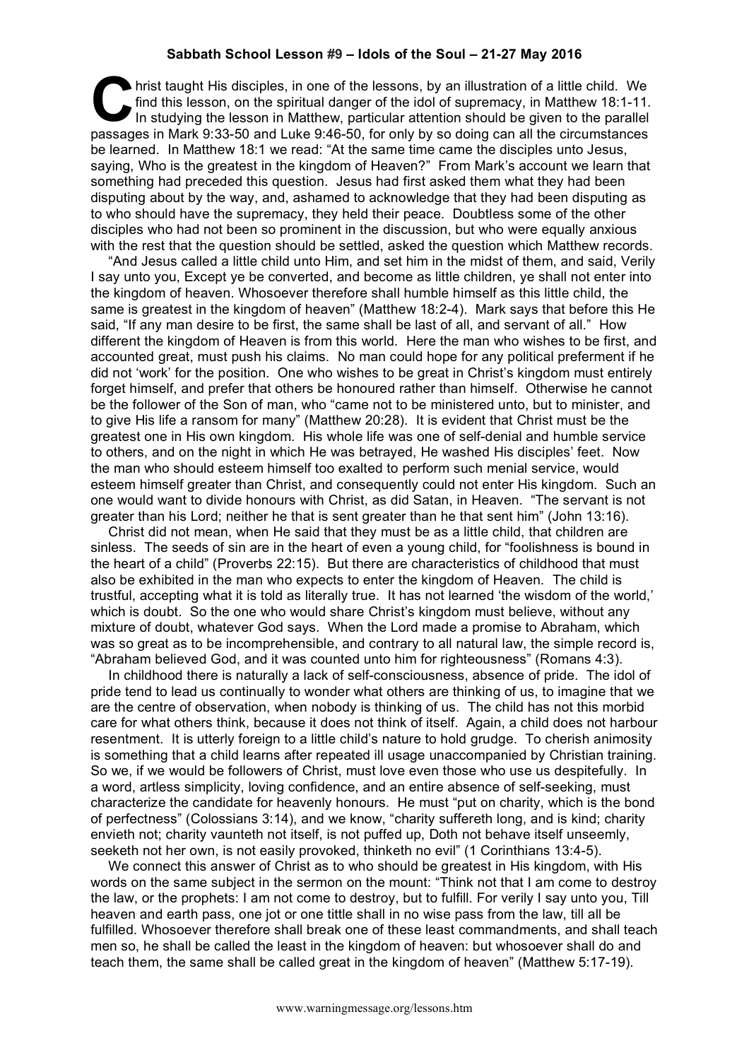**Sabbath School Lesson #9 – Idols of the Soul – 21-27 May 2016**

Christ taught His disciples, in one of the lessons, by an illustration of a little child. We find this lesson, on the spiritual danger of the idol of supremacy, in Matthew 18:1-11. In studying the lesson in Matthew, particular attention should be given to the parallel passages in Mark 9:33-50 and Luke 9:46-50, for only by so doing can all the circumstances be learned. In Matthew 18:1 we read: "At the same time came the disciples unto Jesus, saying, Who is the greatest in the kingdom of Heaven?" From Mark's account we learn that something had preceded this question. Jesus had first asked them what they had been disputing about by the way, and, ashamed to acknowledge that they had been disputing as to who should have the supremacy, they held their peace. Doubtless some of the other disciples who had not been so prominent in the discussion, but who were equally anxious with the rest that the question should be settled, asked the question which Matthew records.

"And Jesus called a little child unto Him, and set him in the midst of them, and said, Verily I say unto you, Except ye be converted, and become as little children, ye shall not enter into the kingdom of heaven. Whosoever therefore shall humble himself as this little child, the same is greatest in the kingdom of heaven" (Matthew 18:2-4). Mark says that before this He said, "If any man desire to be first, the same shall be last of all, and servant of all." How different the kingdom of Heaven is from this world. Here the man who wishes to be first, and accounted great, must push his claims. No man could hope for any political preferment if he did not 'work' for the position. One who wishes to be great in Christ's kingdom must entirely forget himself, and prefer that others be honoured rather than himself. Otherwise he cannot be the follower of the Son of man, who "came not to be ministered unto, but to minister, and to give His life a ransom for many" (Matthew 20:28). It is evident that Christ must be the greatest one in His own kingdom. His whole life was one of self-denial and humble service to others, and on the night in which He was betrayed, He washed His disciples' feet. Now the man who should esteem himself too exalted to perform such menial service, would esteem himself greater than Christ, and consequently could not enter His kingdom. Such an one would want to divide honours with Christ, as did Satan, in Heaven. "The servant is not greater than his Lord; neither he that is sent greater than he that sent him" (John 13:16).

Christ did not mean, when He said that they must be as a little child, that children are sinless. The seeds of sin are in the heart of even a young child, for "foolishness is bound in the heart of a child" (Proverbs 22:15). But there are characteristics of childhood that must also be exhibited in the man who expects to enter the kingdom of Heaven. The child is trustful, accepting what it is told as literally true. It has not learned 'the wisdom of the world,' which is doubt. So the one who would share Christ's kingdom must believe, without any mixture of doubt, whatever God says. When the Lord made a promise to Abraham, which was so great as to be incomprehensible, and contrary to all natural law, the simple record is, "Abraham believed God, and it was counted unto him for righteousness" (Romans 4:3).

In childhood there is naturally a lack of self-consciousness, absence of pride. The idol of pride tend to lead us continually to wonder what others are thinking of us, to imagine that we are the centre of observation, when nobody is thinking of us. The child has not this morbid care for what others think, because it does not think of itself. Again, a child does not harbour resentment. It is utterly foreign to a little child's nature to hold grudge. To cherish animosity is something that a child learns after repeated ill usage unaccompanied by Christian training. So we, if we would be followers of Christ, must love even those who use us despitefully. In a word, artless simplicity, loving confidence, and an entire absence of self-seeking, must characterize the candidate for heavenly honours. He must "put on charity, which is the bond of perfectness" (Colossians 3:14), and we know, "charity suffereth long, and is kind; charity envieth not; charity vaunteth not itself, is not puffed up, Doth not behave itself unseemly, seeketh not her own, is not easily provoked, thinketh no evil" (1 Corinthians 13:4-5).

We connect this answer of Christ as to who should be greatest in His kingdom, with His words on the same subject in the sermon on the mount: "Think not that I am come to destroy the law, or the prophets: I am not come to destroy, but to fulfill. For verily I say unto you, Till heaven and earth pass, one jot or one tittle shall in no wise pass from the law, till all be fulfilled. Whosoever therefore shall break one of these least commandments, and shall teach men so, he shall be called the least in the kingdom of heaven: but whosoever shall do and teach them, the same shall be called great in the kingdom of heaven" (Matthew 5:17-19).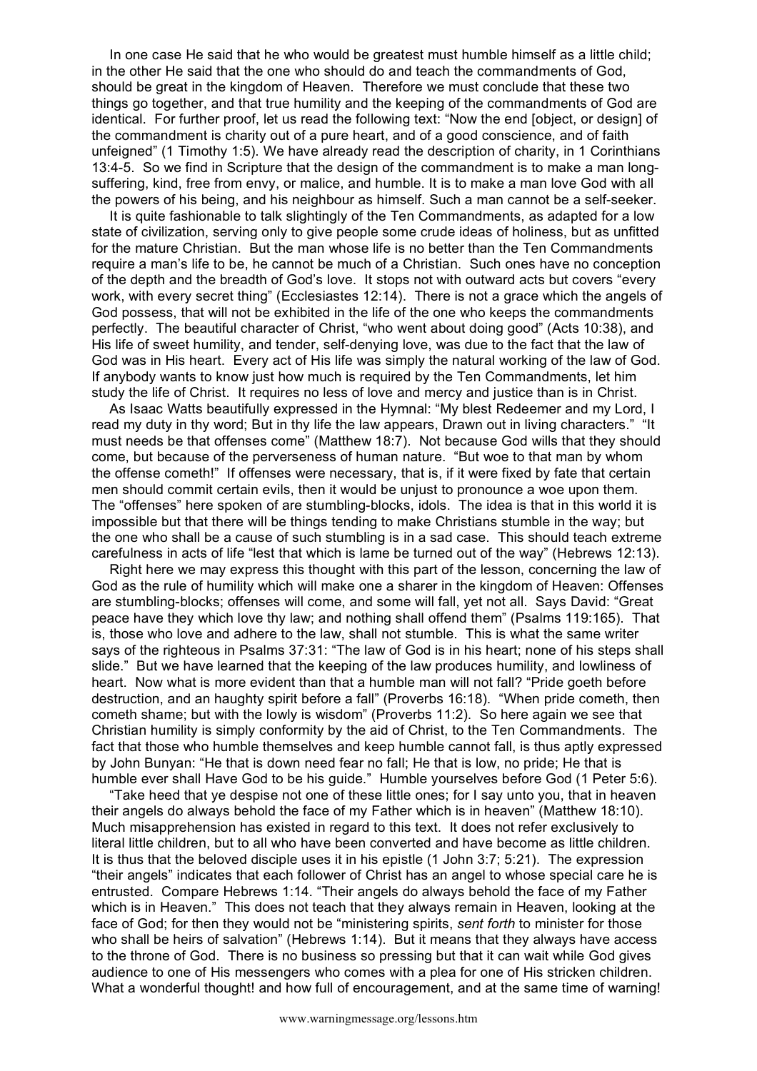In one case He said that he who would be greatest must humble himself as a little child; in the other He said that the one who should do and teach the commandments of God, should be great in the kingdom of Heaven. Therefore we must conclude that these two things go together, and that true humility and the keeping of the commandments of God are identical. For further proof, let us read the following text: "Now the end [object, or design] of the commandment is charity out of a pure heart, and of a good conscience, and of faith unfeigned" (1 Timothy 1:5). We have already read the description of charity, in 1 Corinthians 13:4-5. So we find in Scripture that the design of the commandment is to make a man long-suffering, kind, free from envy, or malice, and humble. It is to make a man love God with all the powers of his being, and his neighbour as himself. Such a man cannot be a self-seeker.

It is quite fashionable to talk slightingly of the Ten Commandments, as adapted for a low state of civilization, serving only to give people some crude ideas of holiness, but as unfitted for the mature Christian. But the man whose life is no better than the Ten Commandments require a man's life to be, he cannot be much of a Christian. Such ones have no conception of the depth and the breadth of God's love. It stops not with outward acts but covers "every work, with every secret thing" (Ecclesiastes 12:14). There is not a grace which the angels of God possess, that will not be exhibited in the life of the one who keeps the commandments perfectly. The beautiful character of Christ, "who went about doing good" (Acts 10:38), and His life of sweet humility, and tender, self-denying love, was due to the fact that the law of God was in His heart. Every act of His life was simply the natural working of the law of God. If anybody wants to know just how much is required by the Ten Commandments, let him study the life of Christ. It requires no less of love and mercy and justice than is in Christ.

As Isaac Watts beautifully expressed in the Hymnal: "My blest Redeemer and my Lord, I read my duty in thy word; But in thy life the law appears, Drawn out in living characters." "It must needs be that offenses come" (Matthew 18:7). Not because God wills that they should come, but because of the perverseness of human nature. "But woe to that man by whom the offense cometh!" If offenses were necessary, that is, if it were fixed by fate that certain men should commit certain evils, then it would be unjust to pronounce a woe upon them. The "offenses" here spoken of are stumbling-blocks, idols. The idea is that in this world it is impossible but that there will be things tending to make Christians stumble in the way; but the one who shall be a cause of such stumbling is in a sad case. This should teach extreme carefulness in acts of life "lest that which is lame be turned out of the way" (Hebrews 12:13).

Right here we may express this thought with this part of the lesson, concerning the law of God as the rule of humility which will make one a sharer in the kingdom of Heaven: Offenses are stumbling-blocks; offenses will come, and some will fall, yet not all. Says David: "Great peace have they which love thy law; and nothing shall offend them" (Psalms 119:165). That is, those who love and adhere to the law, shall not stumble. This is what the same writer says of the righteous in Psalms 37:31: "The law of God is in his heart; none of his steps shall slide." But we have learned that the keeping of the law produces humility, and lowliness of heart. Now what is more evident than that a humble man will not fall? "Pride goeth before destruction, and an haughty spirit before a fall" (Proverbs 16:18). "When pride cometh, then cometh shame; but with the lowly is wisdom" (Proverbs 11:2). So here again we see that Christian humility is simply conformity by the aid of Christ, to the Ten Commandments. The fact that those who humble themselves and keep humble cannot fall, is thus aptly expressed by John Bunyan: "He that is down need fear no fall; He that is low, no pride; He that is humble ever shall Have God to be his guide." Humble yourselves before God (1 Peter 5:6).

"Take heed that ye despise not one of these little ones; for I say unto you, that in heaven their angels do always behold the face of my Father which is in heaven" (Matthew 18:10). Much misapprehension has existed in regard to this text. It does not refer exclusively to literal little children, but to all who have been converted and have become as little children. It is thus that the beloved disciple uses it in his epistle (1 John 3:7; 5:21). The expression "their angels" indicates that each follower of Christ has an angel to whose special care he is entrusted. Compare Hebrews 1:14. "Their angels do always behold the face of my Father which is in Heaven." This does not teach that they always remain in Heaven, looking at the face of God; for then they would not be "ministering spirits, *sent forth* to minister for those who shall be heirs of salvation" (Hebrews 1:14). But it means that they always have access to the throne of God. There is no business so pressing but that it can wait while God gives audience to one of His messengers who comes with a plea for one of His stricken children. What a wonderful thought! and how full of encouragement, and at the same time of warning!